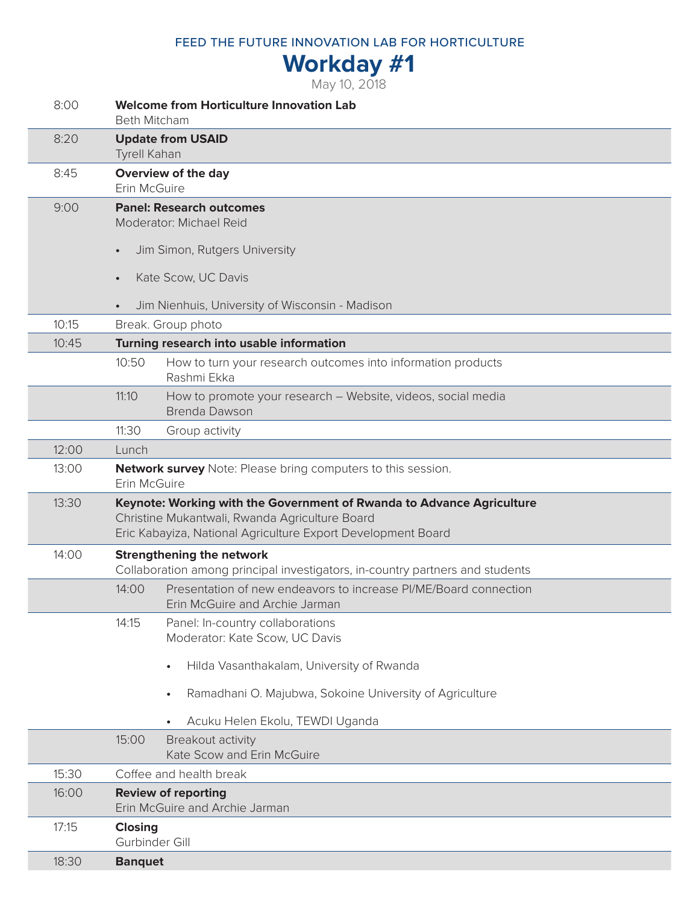FEED THE FUTURE INNOVATION LAB FOR HORTICULTURE

# Workday #1

May 10, 2018

| Time | Session |
|---|---|
| 8:00 | **Welcome from Horticulture Innovation Lab**<br>Beth Mitcham |
| 8:20 | **Update from USAID**<br>Tyrell Kahan |
| 8:45 | **Overview of the day**<br>Erin McGuire |
| 9:00 | **Panel: Research outcomes**<br>Moderator: Michael Reid<br>• Jim Simon, Rutgers University<br>• Kate Scow, UC Davis<br>• Jim Nienhuis, University of Wisconsin - Madison |
| 10:15 | Break. Group photo |
| 10:45 | **Turning research into usable information** |
| | 10:50 How to turn your research outcomes into information products<br>Rashmi Ekka |
| | 11:10 How to promote your research – Website, videos, social media<br>Brenda Dawson |
| | 11:30 Group activity |
| 12:00 | Lunch |
| 13:00 | **Network survey** Note: Please bring computers to this session.<br>Erin McGuire |
| 13:30 | **Keynote: Working with the Government of Rwanda to Advance Agriculture**<br>Christine Mukantwali, Rwanda Agriculture Board<br>Eric Kabayiza, National Agriculture Export Development Board |
| 14:00 | **Strengthening the network**<br>Collaboration among principal investigators, in-country partners and students |
| | 14:00 Presentation of new endeavors to increase PI/ME/Board connection<br>Erin McGuire and Archie Jarman |
| | 14:15 Panel: In-country collaborations<br>Moderator: Kate Scow, UC Davis<br>• Hilda Vasanthakalam, University of Rwanda<br>• Ramadhani O. Majubwa, Sokoine University of Agriculture<br>• Acuku Helen Ekolu, TEWDI Uganda |
| | 15:00 Breakout activity<br>Kate Scow and Erin McGuire |
| 15:30 | Coffee and health break |
| 16:00 | **Review of reporting**<br>Erin McGuire and Archie Jarman |
| 17:15 | **Closing**<br>Gurbinder Gill |
| 18:30 | **Banquet** |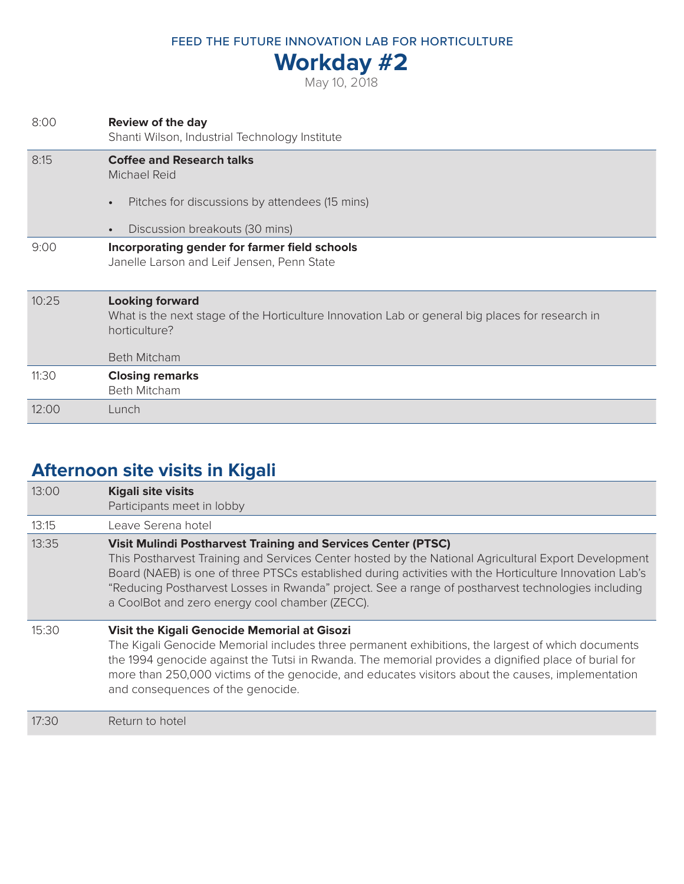FEED THE FUTURE INNOVATION LAB FOR HORTICULTURE

# Workday #2

May 10, 2018

| | |
|---|---|
| 8:00 | **Review of the day**<br>Shanti Wilson, Industrial Technology Institute |
| 8:15 | **Coffee and Research talks**<br>Michael Reid<br>• Pitches for discussions by attendees (15 mins)<br>• Discussion breakouts (30 mins) |
| 9:00 | **Incorporating gender for farmer field schools**<br>Janelle Larson and Leif Jensen, Penn State |
| 10:25 | **Looking forward**<br>What is the next stage of the Horticulture Innovation Lab or general big places for research in horticulture?<br>Beth Mitcham |
| 11:30 | **Closing remarks**<br>Beth Mitcham |
| 12:00 | Lunch |

## Afternoon site visits in Kigali

| | |
|---|---|
| 13:00 | **Kigali site visits**<br>Participants meet in lobby |
| 13:15 | Leave Serena hotel |
| 13:35 | **Visit Mulindi Postharvest Training and Services Center (PTSC)**<br>This Postharvest Training and Services Center hosted by the National Agricultural Export Development Board (NAEB) is one of three PTSCs established during activities with the Horticulture Innovation Lab's "Reducing Postharvest Losses in Rwanda" project. See a range of postharvest technologies including a CoolBot and zero energy cool chamber (ZECC). |
| 15:30 | **Visit the Kigali Genocide Memorial at Gisozi**<br>The Kigali Genocide Memorial includes three permanent exhibitions, the largest of which documents the 1994 genocide against the Tutsi in Rwanda. The memorial provides a dignified place of burial for more than 250,000 victims of the genocide, and educates visitors about the causes, implementation and consequences of the genocide. |
| 17:30 | Return to hotel |